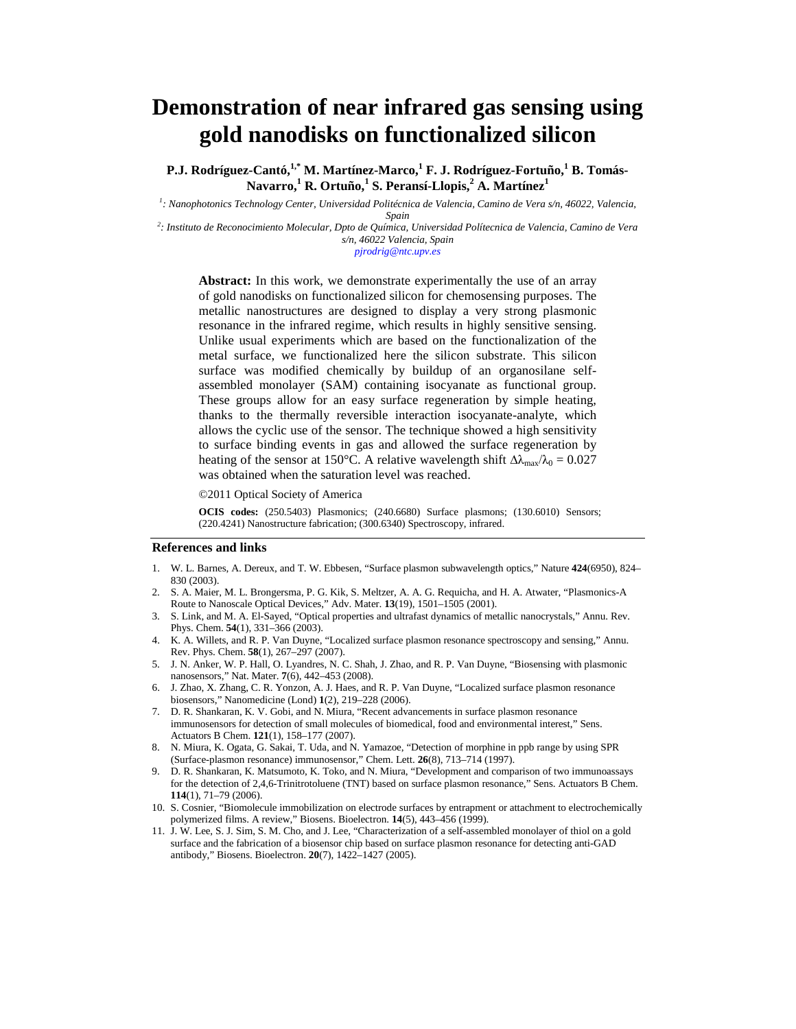# Demonstration of near infrared gas sensing using gold nanodisks on functionalized silicon

**P.J. Rodríguez-Cantó,[1,*] M. Martínez-Marco,[1] F. J. Rodríguez-Fortuño,[1] B. Tomás-Navarro,[1] R. Ortuño,[1] S. Peransí-Llopis,[2] A. Martínez[1]**

*[1]: Nanophotonics Technology Center, Universidad Politécnica de Valencia, Camino de Vera s/n, 46022, Valencia, Spain*

*[2]: Instituto de Reconocimiento Molecular, Dpto de Química, Universidad Polítecnica de Valencia, Camino de Vera s/n, 46022 Valencia, Spain*

*pjrodrig@ntc.upv.es*

**Abstract:** In this work, we demonstrate experimentally the use of an array of gold nanodisks on functionalized silicon for chemosensing purposes. The metallic nanostructures are designed to display a very strong plasmonic resonance in the infrared regime, which results in highly sensitive sensing. Unlike usual experiments which are based on the functionalization of the metal surface, we functionalized here the silicon substrate. This silicon surface was modified chemically by buildup of an organosilane self-assembled monolayer (SAM) containing isocyanate as functional group. These groups allow for an easy surface regeneration by simple heating, thanks to the thermally reversible interaction isocyanate-analyte, which allows the cyclic use of the sensor. The technique showed a high sensitivity to surface binding events in gas and allowed the surface regeneration by heating of the sensor at 150°C. A relative wavelength shift $\Delta\lambda_{max}/\lambda_0 = 0.027$ was obtained when the saturation level was reached.

©2011 Optical Society of America

**OCIS codes:** (250.5403) Plasmonics; (240.6680) Surface plasmons; (130.6010) Sensors; (220.4241) Nanostructure fabrication; (300.6340) Spectroscopy, infrared.

## References and links

1. W. L. Barnes, A. Dereux, and T. W. Ebbesen, "Surface plasmon subwavelength optics," Nature **424**(6950), 824–830 (2003).
2. S. A. Maier, M. L. Brongersma, P. G. Kik, S. Meltzer, A. A. G. Requicha, and H. A. Atwater, "Plasmonics-A Route to Nanoscale Optical Devices," Adv. Mater. **13**(19), 1501–1505 (2001).
3. S. Link, and M. A. El-Sayed, "Optical properties and ultrafast dynamics of metallic nanocrystals," Annu. Rev. Phys. Chem. **54**(1), 331–366 (2003).
4. K. A. Willets, and R. P. Van Duyne, "Localized surface plasmon resonance spectroscopy and sensing," Annu. Rev. Phys. Chem. **58**(1), 267–297 (2007).
5. J. N. Anker, W. P. Hall, O. Lyandres, N. C. Shah, J. Zhao, and R. P. Van Duyne, "Biosensing with plasmonic nanosensors," Nat. Mater. **7**(6), 442–453 (2008).
6. J. Zhao, X. Zhang, C. R. Yonzon, A. J. Haes, and R. P. Van Duyne, "Localized surface plasmon resonance biosensors," Nanomedicine (Lond) **1**(2), 219–228 (2006).
7. D. R. Shankaran, K. V. Gobi, and N. Miura, "Recent advancements in surface plasmon resonance immunosensors for detection of small molecules of biomedical, food and environmental interest," Sens. Actuators B Chem. **121**(1), 158–177 (2007).
8. N. Miura, K. Ogata, G. Sakai, T. Uda, and N. Yamazoe, "Detection of morphine in ppb range by using SPR (Surface-plasmon resonance) immunosensor," Chem. Lett. **26**(8), 713–714 (1997).
9. D. R. Shankaran, K. Matsumoto, K. Toko, and N. Miura, "Development and comparison of two immunoassays for the detection of 2,4,6-Trinitrotoluene (TNT) based on surface plasmon resonance," Sens. Actuators B Chem. **114**(1), 71–79 (2006).
10. S. Cosnier, "Biomolecule immobilization on electrode surfaces by entrapment or attachment to electrochemically polymerized films. A review," Biosens. Bioelectron. **14**(5), 443–456 (1999).
11. J. W. Lee, S. J. Sim, S. M. Cho, and J. Lee, "Characterization of a self-assembled monolayer of thiol on a gold surface and the fabrication of a biosensor chip based on surface plasmon resonance for detecting anti-GAD antibody," Biosens. Bioelectron. **20**(7), 1422–1427 (2005).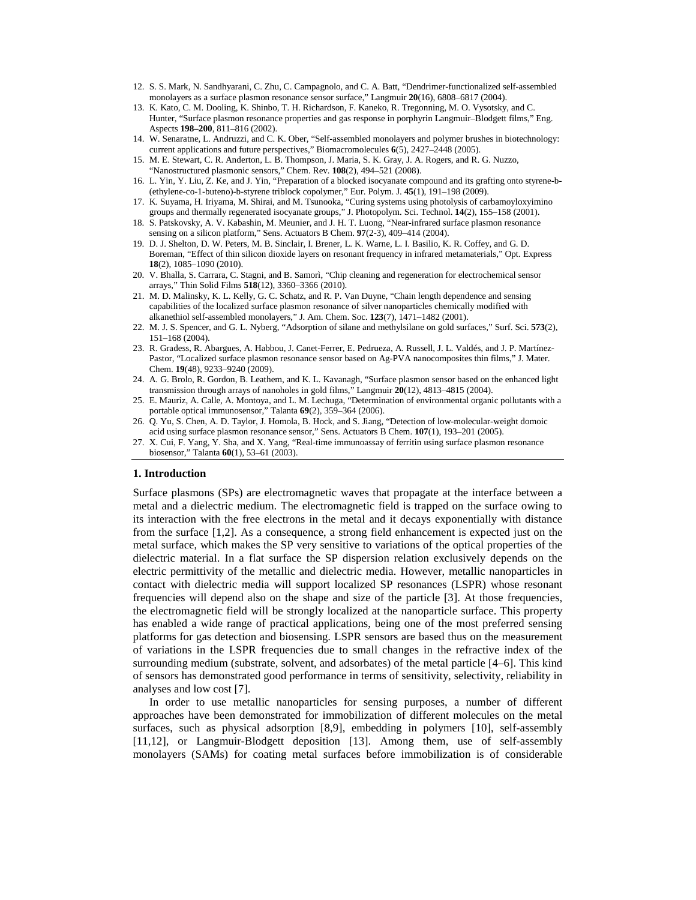12. S. S. Mark, N. Sandhyarani, C. Zhu, C. Campagnolo, and C. A. Batt, "Dendrimer-functionalized self-assembled monolayers as a surface plasmon resonance sensor surface," Langmuir **20**(16), 6808–6817 (2004).
13. K. Kato, C. M. Dooling, K. Shinbo, T. H. Richardson, F. Kaneko, R. Tregonning, M. O. Vysotsky, and C. Hunter, "Surface plasmon resonance properties and gas response in porphyrin Langmuir–Blodgett films," Eng. Aspects **198–200**, 811–816 (2002).
14. W. Senaratne, L. Andruzzi, and C. K. Ober, "Self-assembled monolayers and polymer brushes in biotechnology: current applications and future perspectives," Biomacromolecules **6**(5), 2427–2448 (2005).
15. M. E. Stewart, C. R. Anderton, L. B. Thompson, J. Maria, S. K. Gray, J. A. Rogers, and R. G. Nuzzo, "Nanostructured plasmonic sensors," Chem. Rev. **108**(2), 494–521 (2008).
16. L. Yin, Y. Liu, Z. Ke, and J. Yin, "Preparation of a blocked isocyanate compound and its grafting onto styrene-b-(ethylene-co-1-buteno)-b-styrene triblock copolymer," Eur. Polym. J. **45**(1), 191–198 (2009).
17. K. Suyama, H. Iriyama, M. Shirai, and M. Tsunooka, "Curing systems using photolysis of carbamoyloxyimino groups and thermally regenerated isocyanate groups," J. Photopolym. Sci. Technol. **14**(2), 155–158 (2001).
18. S. Patskovsky, A. V. Kabashin, M. Meunier, and J. H. T. Luong, "Near-infrared surface plasmon resonance sensing on a silicon platform," Sens. Actuators B Chem. **97**(2-3), 409–414 (2004).
19. D. J. Shelton, D. W. Peters, M. B. Sinclair, I. Brener, L. K. Warne, L. I. Basilio, K. R. Coffey, and G. D. Boreman, "Effect of thin silicon dioxide layers on resonant frequency in infrared metamaterials," Opt. Express **18**(2), 1085–1090 (2010).
20. V. Bhalla, S. Carrara, C. Stagni, and B. Samorì, "Chip cleaning and regeneration for electrochemical sensor arrays," Thin Solid Films **518**(12), 3360–3366 (2010).
21. M. D. Malinsky, K. L. Kelly, G. C. Schatz, and R. P. Van Duyne, "Chain length dependence and sensing capabilities of the localized surface plasmon resonance of silver nanoparticles chemically modified with alkanethiol self-assembled monolayers," J. Am. Chem. Soc. **123**(7), 1471–1482 (2001).
22. M. J. S. Spencer, and G. L. Nyberg, "Adsorption of silane and methylsilane on gold surfaces," Surf. Sci. **573**(2), 151–168 (2004).
23. R. Gradess, R. Abargues, A. Habbou, J. Canet-Ferrer, E. Pedrueza, A. Russell, J. L. Valdés, and J. P. Martínez-Pastor, "Localized surface plasmon resonance sensor based on Ag-PVA nanocomposites thin films," J. Mater. Chem. **19**(48), 9233–9240 (2009).
24. A. G. Brolo, R. Gordon, B. Leathem, and K. L. Kavanagh, "Surface plasmon sensor based on the enhanced light transmission through arrays of nanoholes in gold films," Langmuir **20**(12), 4813–4815 (2004).
25. E. Mauriz, A. Calle, A. Montoya, and L. M. Lechuga, "Determination of environmental organic pollutants with a portable optical immunosensor," Talanta **69**(2), 359–364 (2006).
26. Q. Yu, S. Chen, A. D. Taylor, J. Homola, B. Hock, and S. Jiang, "Detection of low-molecular-weight domoic acid using surface plasmon resonance sensor," Sens. Actuators B Chem. **107**(1), 193–201 (2005).
27. X. Cui, F. Yang, Y. Sha, and X. Yang, "Real-time immunoassay of ferritin using surface plasmon resonance biosensor," Talanta **60**(1), 53–61 (2003).

## 1. Introduction

Surface plasmons (SPs) are electromagnetic waves that propagate at the interface between a metal and a dielectric medium. The electromagnetic field is trapped on the surface owing to its interaction with the free electrons in the metal and it decays exponentially with distance from the surface [1,2]. As a consequence, a strong field enhancement is expected just on the metal surface, which makes the SP very sensitive to variations of the optical properties of the dielectric material. In a flat surface the SP dispersion relation exclusively depends on the electric permittivity of the metallic and dielectric media. However, metallic nanoparticles in contact with dielectric media will support localized SP resonances (LSPR) whose resonant frequencies will depend also on the shape and size of the particle [3]. At those frequencies, the electromagnetic field will be strongly localized at the nanoparticle surface. This property has enabled a wide range of practical applications, being one of the most preferred sensing platforms for gas detection and biosensing. LSPR sensors are based thus on the measurement of variations in the LSPR frequencies due to small changes in the refractive index of the surrounding medium (substrate, solvent, and adsorbates) of the metal particle [4–6]. This kind of sensors has demonstrated good performance in terms of sensitivity, selectivity, reliability in analyses and low cost [7].

In order to use metallic nanoparticles for sensing purposes, a number of different approaches have been demonstrated for immobilization of different molecules on the metal surfaces, such as physical adsorption [8,9], embedding in polymers [10], self-assembly [11,12], or Langmuir-Blodgett deposition [13]. Among them, use of self-assembly monolayers (SAMs) for coating metal surfaces before immobilization is of considerable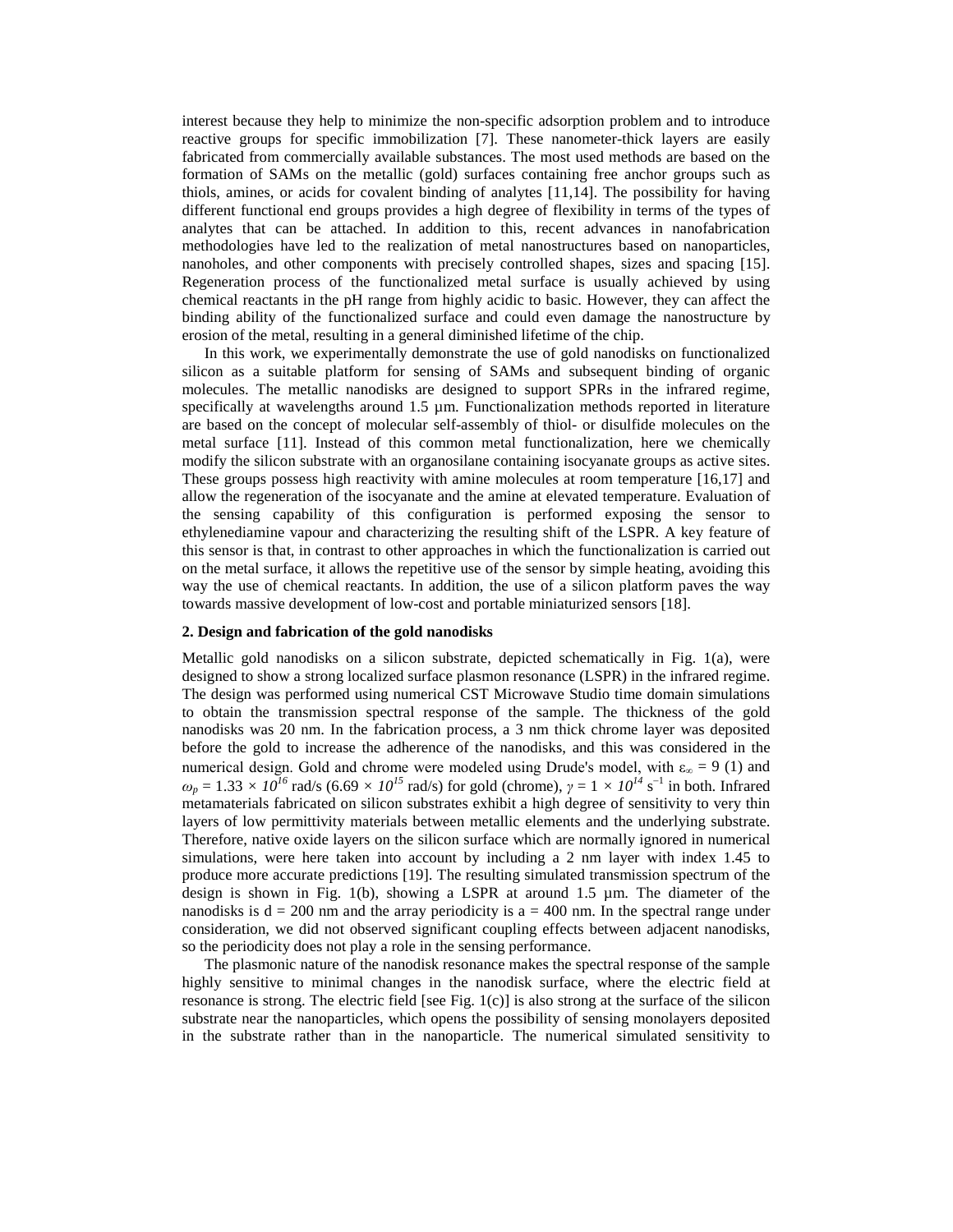interest because they help to minimize the non-specific adsorption problem and to introduce reactive groups for specific immobilization [7]. These nanometer-thick layers are easily fabricated from commercially available substances. The most used methods are based on the formation of SAMs on the metallic (gold) surfaces containing free anchor groups such as thiols, amines, or acids for covalent binding of analytes [11,14]. The possibility for having different functional end groups provides a high degree of flexibility in terms of the types of analytes that can be attached. In addition to this, recent advances in nanofabrication methodologies have led to the realization of metal nanostructures based on nanoparticles, nanoholes, and other components with precisely controlled shapes, sizes and spacing [15]. Regeneration process of the functionalized metal surface is usually achieved by using chemical reactants in the pH range from highly acidic to basic. However, they can affect the binding ability of the functionalized surface and could even damage the nanostructure by erosion of the metal, resulting in a general diminished lifetime of the chip.

In this work, we experimentally demonstrate the use of gold nanodisks on functionalized silicon as a suitable platform for sensing of SAMs and subsequent binding of organic molecules. The metallic nanodisks are designed to support SPRs in the infrared regime, specifically at wavelengths around 1.5 µm. Functionalization methods reported in literature are based on the concept of molecular self-assembly of thiol- or disulfide molecules on the metal surface [11]. Instead of this common metal functionalization, here we chemically modify the silicon substrate with an organosilane containing isocyanate groups as active sites. These groups possess high reactivity with amine molecules at room temperature [16,17] and allow the regeneration of the isocyanate and the amine at elevated temperature. Evaluation of the sensing capability of this configuration is performed exposing the sensor to ethylenediamine vapour and characterizing the resulting shift of the LSPR. A key feature of this sensor is that, in contrast to other approaches in which the functionalization is carried out on the metal surface, it allows the repetitive use of the sensor by simple heating, avoiding this way the use of chemical reactants. In addition, the use of a silicon platform paves the way towards massive development of low-cost and portable miniaturized sensors [18].

## 2. Design and fabrication of the gold nanodisks

Metallic gold nanodisks on a silicon substrate, depicted schematically in Fig. 1(a), were designed to show a strong localized surface plasmon resonance (LSPR) in the infrared regime. The design was performed using numerical CST Microwave Studio time domain simulations to obtain the transmission spectral response of the sample. The thickness of the gold nanodisks was 20 nm. In the fabrication process, a 3 nm thick chrome layer was deposited before the gold to increase the adherence of the nanodisks, and this was considered in the numerical design. Gold and chrome were modeled using Drude's model, with $\varepsilon_\infty = 9$ (1) and $\omega_p = 1.33 \times 10^{16}$ rad/s ($6.69 \times 10^{15}$ rad/s) for gold (chrome), $\gamma = 1 \times 10^{14}$ s$^{-1}$ in both. Infrared metamaterials fabricated on silicon substrates exhibit a high degree of sensitivity to very thin layers of low permittivity materials between metallic elements and the underlying substrate. Therefore, native oxide layers on the silicon surface which are normally ignored in numerical simulations, were here taken into account by including a 2 nm layer with index 1.45 to produce more accurate predictions [19]. The resulting simulated transmission spectrum of the design is shown in Fig. 1(b), showing a LSPR at around 1.5 µm. The diameter of the nanodisks is d = 200 nm and the array periodicity is a = 400 nm. In the spectral range under consideration, we did not observed significant coupling effects between adjacent nanodisks, so the periodicity does not play a role in the sensing performance.

The plasmonic nature of the nanodisk resonance makes the spectral response of the sample highly sensitive to minimal changes in the nanodisk surface, where the electric field at resonance is strong. The electric field [see Fig. 1(c)] is also strong at the surface of the silicon substrate near the nanoparticles, which opens the possibility of sensing monolayers deposited in the substrate rather than in the nanoparticle. The numerical simulated sensitivity to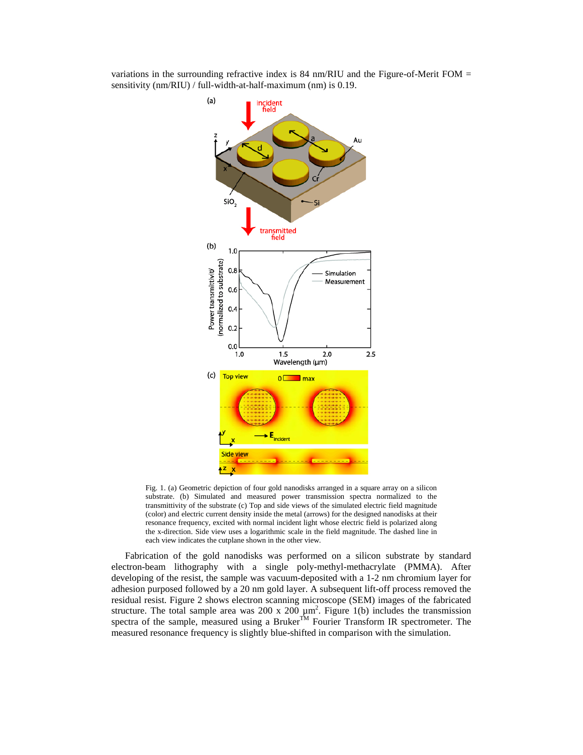variations in the surrounding refractive index is 84 nm/RIU and the Figure-of-Merit FOM = sensitivity (nm/RIU) / full-width-at-half-maximum (nm) is 0.19.

(a)
incident field
z
y
x
d
a
Au
Cr
$SiO_2$
Si
transmitted field

(b)
Power transmittivity (normalized to substrate)
1.0
0.8
0.6
0.4
0.2
0.0
1.0
1.5
2.0
2.5
Wavelength (μm)
Simulation
Measurement

(c)
Top view
0
max
y
x
$E_{incident}$
Side view
z
x

Fig. 1. (a) Geometric depiction of four gold nanodisks arranged in a square array on a silicon substrate. (b) Simulated and measured power transmission spectra normalized to the transmittivity of the substrate (c) Top and side views of the simulated electric field magnitude (color) and electric current density inside the metal (arrows) for the designed nanodisks at their resonance frequency, excited with normal incident light whose electric field is polarized along the x-direction. Side view uses a logarithmic scale in the field magnitude. The dashed line in each view indicates the cutplane shown in the other view.

Fabrication of the gold nanodisks was performed on a silicon substrate by standard electron-beam lithography with a single poly-methyl-methacrylate (PMMA). After developing of the resist, the sample was vacuum-deposited with a 1-2 nm chromium layer for adhesion purposed followed by a 20 nm gold layer. A subsequent lift-off process removed the residual resist. Figure 2 shows electron scanning microscope (SEM) images of the fabricated structure. The total sample area was 200 x 200 $\mu m^2$. Figure 1(b) includes the transmission spectra of the sample, measured using a Bruker™ Fourier Transform IR spectrometer. The measured resonance frequency is slightly blue-shifted in comparison with the simulation.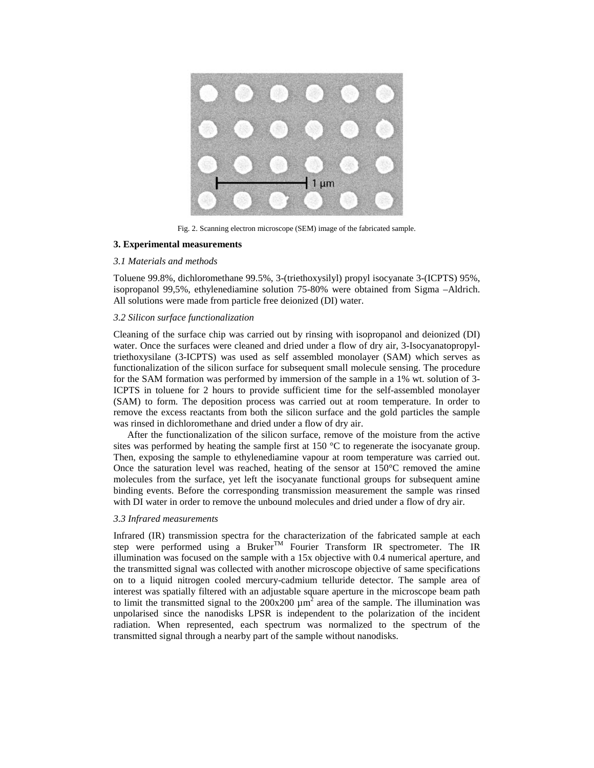1 μm

Fig. 2. Scanning electron microscope (SEM) image of the fabricated sample.

### 3. Experimental measurements

#### *3.1 Materials and methods*

Toluene 99.8%, dichloromethane 99.5%, 3-(triethoxysilyl) propyl isocyanate 3-(ICPTS) 95%, isopropanol 99,5%, ethylenediamine solution 75-80% were obtained from Sigma –Aldrich. All solutions were made from particle free deionized (DI) water.

#### *3.2 Silicon surface functionalization*

Cleaning of the surface chip was carried out by rinsing with isopropanol and deionized (DI) water. Once the surfaces were cleaned and dried under a flow of dry air, 3-Isocyanatopropyl-triethoxysilane (3-ICPTS) was used as self assembled monolayer (SAM) which serves as functionalization of the silicon surface for subsequent small molecule sensing. The procedure for the SAM formation was performed by immersion of the sample in a 1% wt. solution of 3-ICPTS in toluene for 2 hours to provide sufficient time for the self-assembled monolayer (SAM) to form. The deposition process was carried out at room temperature. In order to remove the excess reactants from both the silicon surface and the gold particles the sample was rinsed in dichloromethane and dried under a flow of dry air.

After the functionalization of the silicon surface, remove of the moisture from the active sites was performed by heating the sample first at 150 °C to regenerate the isocyanate group. Then, exposing the sample to ethylenediamine vapour at room temperature was carried out. Once the saturation level was reached, heating of the sensor at 150°C removed the amine molecules from the surface, yet left the isocyanate functional groups for subsequent amine binding events. Before the corresponding transmission measurement the sample was rinsed with DI water in order to remove the unbound molecules and dried under a flow of dry air.

#### *3.3 Infrared measurements*

Infrared (IR) transmission spectra for the characterization of the fabricated sample at each step were performed using a Bruker™ Fourier Transform IR spectrometer. The IR illumination was focused on the sample with a 15x objective with 0.4 numerical aperture, and the transmitted signal was collected with another microscope objective of same specifications on to a liquid nitrogen cooled mercury-cadmium telluride detector. The sample area of interest was spatially filtered with an adjustable square aperture in the microscope beam path to limit the transmitted signal to the 200x200 $\mu m^2$ area of the sample. The illumination was unpolarised since the nanodisks LPSR is independent to the polarization of the incident radiation. When represented, each spectrum was normalized to the spectrum of the transmitted signal through a nearby part of the sample without nanodisks.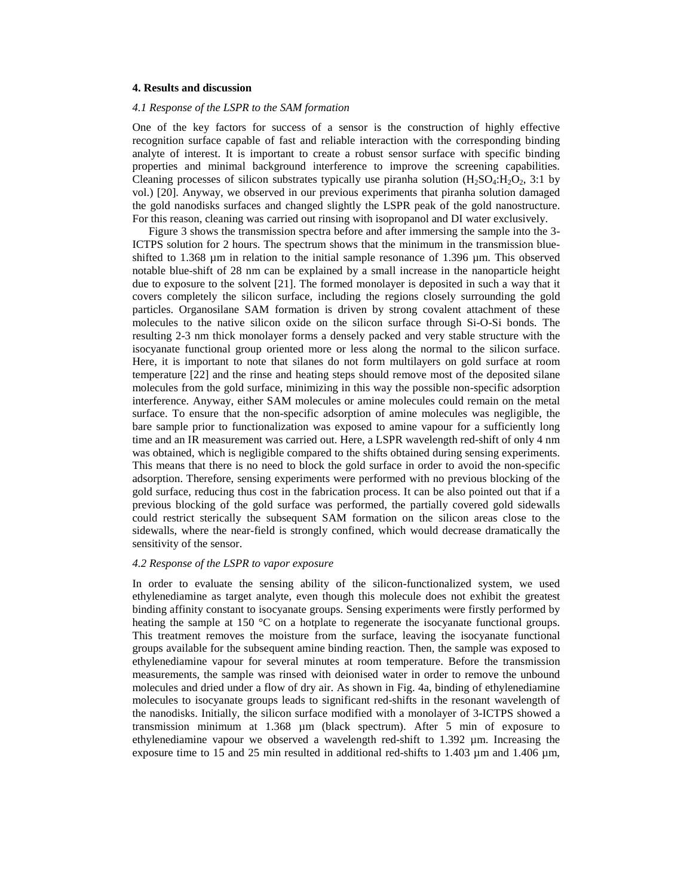## 4. Results and discussion

*4.1 Response of the LSPR to the SAM formation*

One of the key factors for success of a sensor is the construction of highly effective recognition surface capable of fast and reliable interaction with the corresponding binding analyte of interest. It is important to create a robust sensor surface with specific binding properties and minimal background interference to improve the screening capabilities. Cleaning processes of silicon substrates typically use piranha solution ($H_2SO_4$:$H_2O_2$, 3:1 by vol.) [20]. Anyway, we observed in our previous experiments that piranha solution damaged the gold nanodisks surfaces and changed slightly the LSPR peak of the gold nanostructure. For this reason, cleaning was carried out rinsing with isopropanol and DI water exclusively.

Figure 3 shows the transmission spectra before and after immersing the sample into the 3-ICTPS solution for 2 hours. The spectrum shows that the minimum in the transmission blue-shifted to 1.368 µm in relation to the initial sample resonance of 1.396 µm. This observed notable blue-shift of 28 nm can be explained by a small increase in the nanoparticle height due to exposure to the solvent [21]. The formed monolayer is deposited in such a way that it covers completely the silicon surface, including the regions closely surrounding the gold particles. Organosilane SAM formation is driven by strong covalent attachment of these molecules to the native silicon oxide on the silicon surface through Si-O-Si bonds. The resulting 2-3 nm thick monolayer forms a densely packed and very stable structure with the isocyanate functional group oriented more or less along the normal to the silicon surface. Here, it is important to note that silanes do not form multilayers on gold surface at room temperature [22] and the rinse and heating steps should remove most of the deposited silane molecules from the gold surface, minimizing in this way the possible non-specific adsorption interference. Anyway, either SAM molecules or amine molecules could remain on the metal surface. To ensure that the non-specific adsorption of amine molecules was negligible, the bare sample prior to functionalization was exposed to amine vapour for a sufficiently long time and an IR measurement was carried out. Here, a LSPR wavelength red-shift of only 4 nm was obtained, which is negligible compared to the shifts obtained during sensing experiments. This means that there is no need to block the gold surface in order to avoid the non-specific adsorption. Therefore, sensing experiments were performed with no previous blocking of the gold surface, reducing thus cost in the fabrication process. It can be also pointed out that if a previous blocking of the gold surface was performed, the partially covered gold sidewalls could restrict sterically the subsequent SAM formation on the silicon areas close to the sidewalls, where the near-field is strongly confined, which would decrease dramatically the sensitivity of the sensor.

*4.2 Response of the LSPR to vapor exposure*

In order to evaluate the sensing ability of the silicon-functionalized system, we used ethylenediamine as target analyte, even though this molecule does not exhibit the greatest binding affinity constant to isocyanate groups. Sensing experiments were firstly performed by heating the sample at 150 °C on a hotplate to regenerate the isocyanate functional groups. This treatment removes the moisture from the surface, leaving the isocyanate functional groups available for the subsequent amine binding reaction. Then, the sample was exposed to ethylenediamine vapour for several minutes at room temperature. Before the transmission measurements, the sample was rinsed with deionised water in order to remove the unbound molecules and dried under a flow of dry air. As shown in Fig. 4a, binding of ethylenediamine molecules to isocyanate groups leads to significant red-shifts in the resonant wavelength of the nanodisks. Initially, the silicon surface modified with a monolayer of 3-ICTPS showed a transmission minimum at 1.368 µm (black spectrum). After 5 min of exposure to ethylenediamine vapour we observed a wavelength red-shift to 1.392 µm. Increasing the exposure time to 15 and 25 min resulted in additional red-shifts to 1.403 µm and 1.406 µm,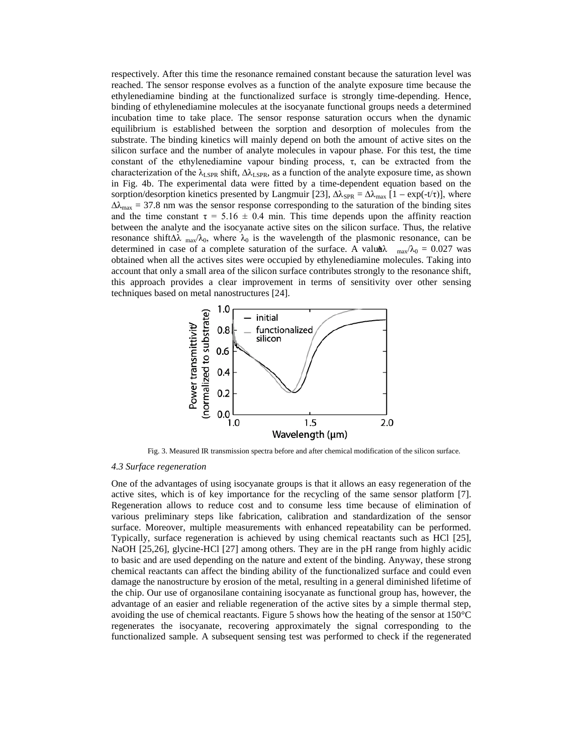respectively. After this time the resonance remained constant because the saturation level was reached. The sensor response evolves as a function of the analyte exposure time because the ethylenediamine binding at the functionalized surface is strongly time-depending. Hence, binding of ethylenediamine molecules at the isocyanate functional groups needs a determined incubation time to take place. The sensor response saturation occurs when the dynamic equilibrium is established between the sorption and desorption of molecules from the substrate. The binding kinetics will mainly depend on both the amount of active sites on the silicon surface and the number of analyte molecules in vapour phase. For this test, the time constant of the ethylenediamine vapour binding process, $\tau$, can be extracted from the characterization of the $\lambda_{LSPR}$ shift, $\Delta\lambda_{LSPR}$, as a function of the analyte exposure time, as shown in Fig. 4b. The experimental data were fitted by a time-dependent equation based on the sorption/desorption kinetics presented by Langmuir [23], $\Delta\lambda_{SPR} = \Delta\lambda_{max}\,[1 - \exp(-t/\tau)]$, where $\Delta\lambda_{max} = 37.8$ nm was the sensor response corresponding to the saturation of the binding sites and the time constant $\tau = 5.16 \pm 0.4$ min. This time depends upon the affinity reaction between the analyte and the isocyanate active sites on the silicon surface. Thus, the relative resonance shift $\Delta\lambda_{max}/\lambda_0$, where $\lambda_0$ is the wavelength of the plasmonic resonance, can be determined in case of a complete saturation of the surface. A value $\Delta\lambda_{max}/\lambda_0 = 0.027$ was obtained when all the actives sites were occupied by ethylenediamine molecules. Taking into account that only a small area of the silicon surface contributes strongly to the resonance shift, this approach provides a clear improvement in terms of sensitivity over other sensing techniques based on metal nanostructures [24].

Fig. 3. Measured IR transmission spectra before and after chemical modification of the silicon surface.

### *4.3 Surface regeneration*

One of the advantages of using isocyanate groups is that it allows an easy regeneration of the active sites, which is of key importance for the recycling of the same sensor platform [7]. Regeneration allows to reduce cost and to consume less time because of elimination of various preliminary steps like fabrication, calibration and standardization of the sensor surface. Moreover, multiple measurements with enhanced repeatability can be performed. Typically, surface regeneration is achieved by using chemical reactants such as HCl [25], NaOH [25,26], glycine-HCl [27] among others. They are in the pH range from highly acidic to basic and are used depending on the nature and extent of the binding. Anyway, these strong chemical reactants can affect the binding ability of the functionalized surface and could even damage the nanostructure by erosion of the metal, resulting in a general diminished lifetime of the chip. Our use of organosilane containing isocyanate as functional group has, however, the advantage of an easier and reliable regeneration of the active sites by a simple thermal step, avoiding the use of chemical reactants. Figure 5 shows how the heating of the sensor at 150°C regenerates the isocyanate, recovering approximately the signal corresponding to the functionalized sample. A subsequent sensing test was performed to check if the regenerated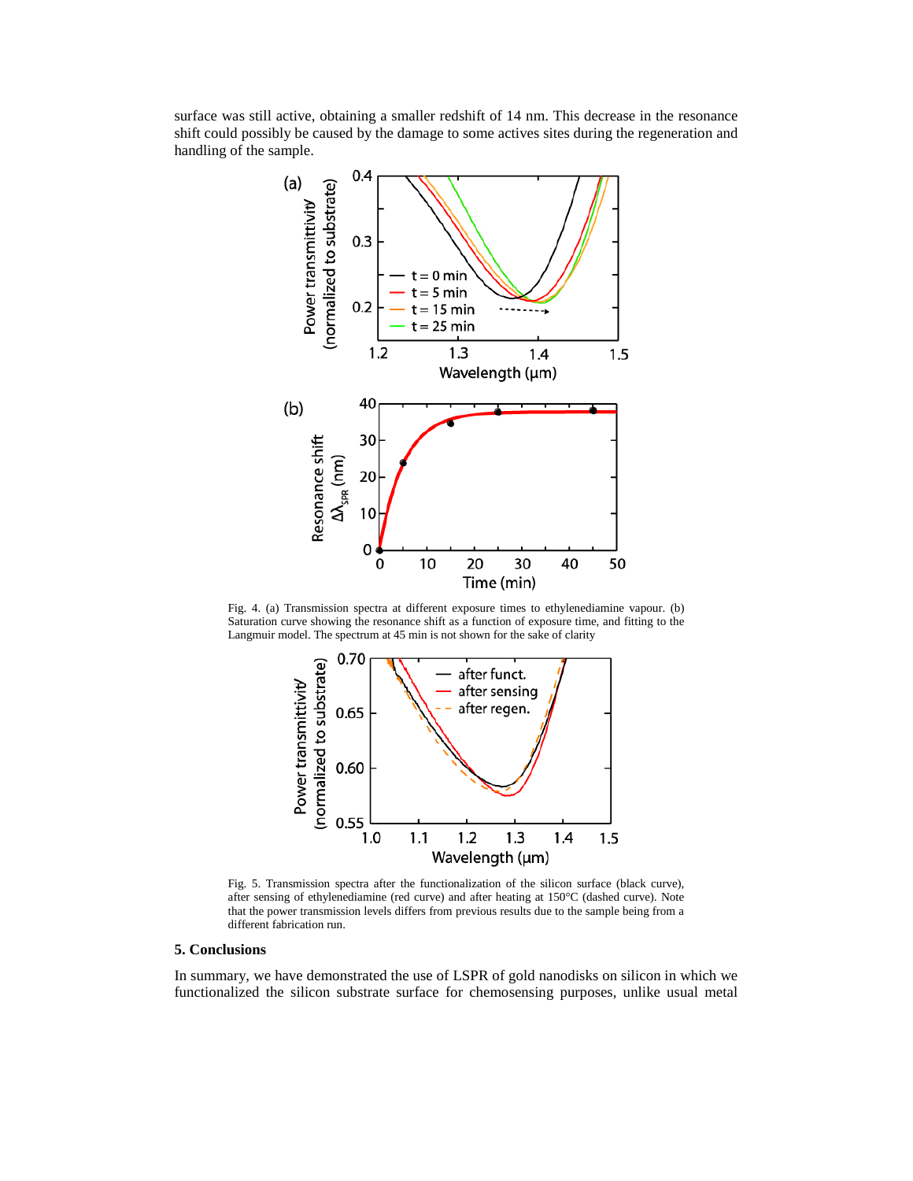surface was still active, obtaining a smaller redshift of 14 nm. This decrease in the resonance shift could possibly be caused by the damage to some actives sites during the regeneration and handling of the sample.

Fig. 4. (a) Transmission spectra at different exposure times to ethylenediamine vapour. (b) Saturation curve showing the resonance shift as a function of exposure time, and fitting to the Langmuir model. The spectrum at 45 min is not shown for the sake of clarity

Fig. 5. Transmission spectra after the functionalization of the silicon surface (black curve), after sensing of ethylenediamine (red curve) and after heating at 150°C (dashed curve). Note that the power transmission levels differs from previous results due to the sample being from a different fabrication run.

## 5. Conclusions

In summary, we have demonstrated the use of LSPR of gold nanodisks on silicon in which we functionalized the silicon substrate surface for chemosensing purposes, unlike usual metal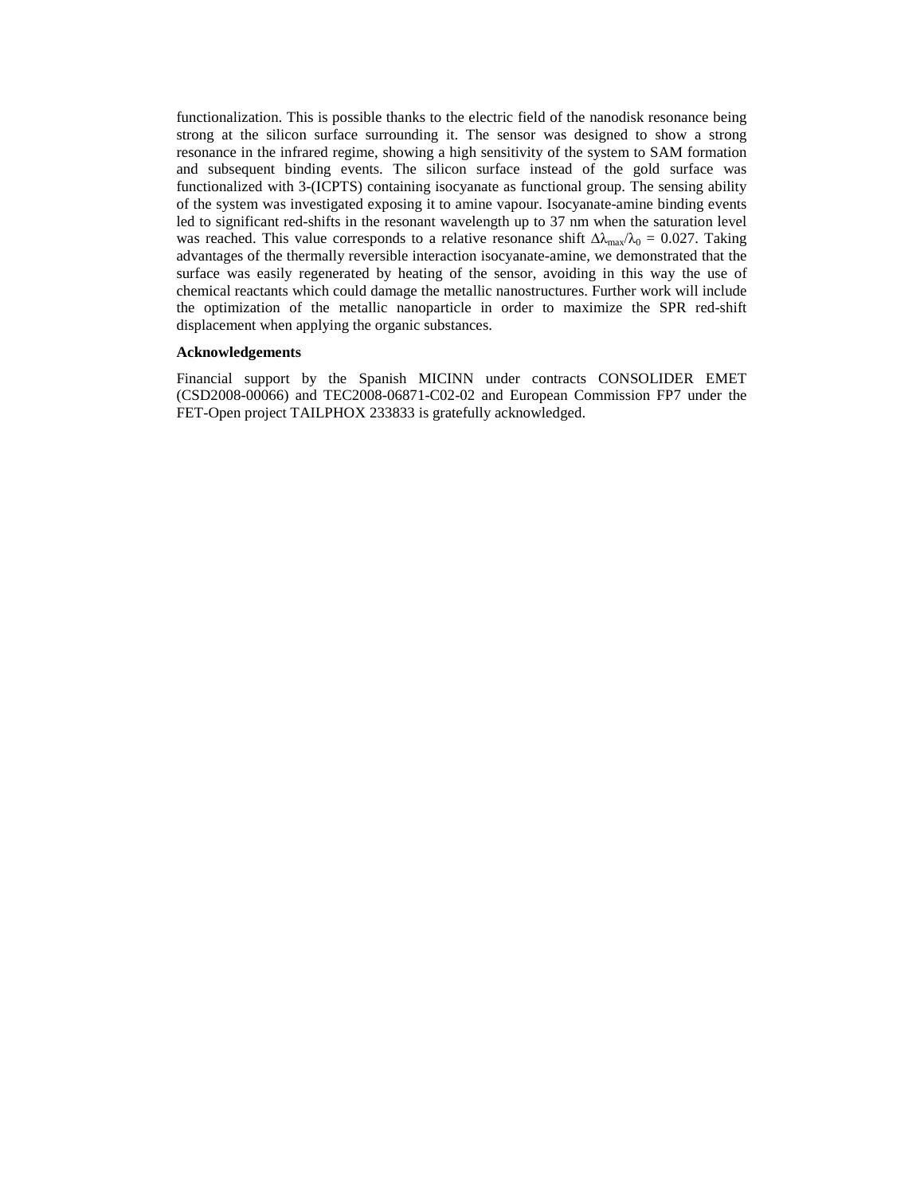functionalization. This is possible thanks to the electric field of the nanodisk resonance being strong at the silicon surface surrounding it. The sensor was designed to show a strong resonance in the infrared regime, showing a high sensitivity of the system to SAM formation and subsequent binding events. The silicon surface instead of the gold surface was functionalized with 3-(ICPTS) containing isocyanate as functional group. The sensing ability of the system was investigated exposing it to amine vapour. Isocyanate-amine binding events led to significant red-shifts in the resonant wavelength up to 37 nm when the saturation level was reached. This value corresponds to a relative resonance shift $\Delta\lambda_{max}/\lambda_0 = 0.027$. Taking advantages of the thermally reversible interaction isocyanate-amine, we demonstrated that the surface was easily regenerated by heating of the sensor, avoiding in this way the use of chemical reactants which could damage the metallic nanostructures. Further work will include the optimization of the metallic nanoparticle in order to maximize the SPR red-shift displacement when applying the organic substances.

**Acknowledgements**

Financial support by the Spanish MICINN under contracts CONSOLIDER EMET (CSD2008-00066) and TEC2008-06871-C02-02 and European Commission FP7 under the FET-Open project TAILPHOX 233833 is gratefully acknowledged.